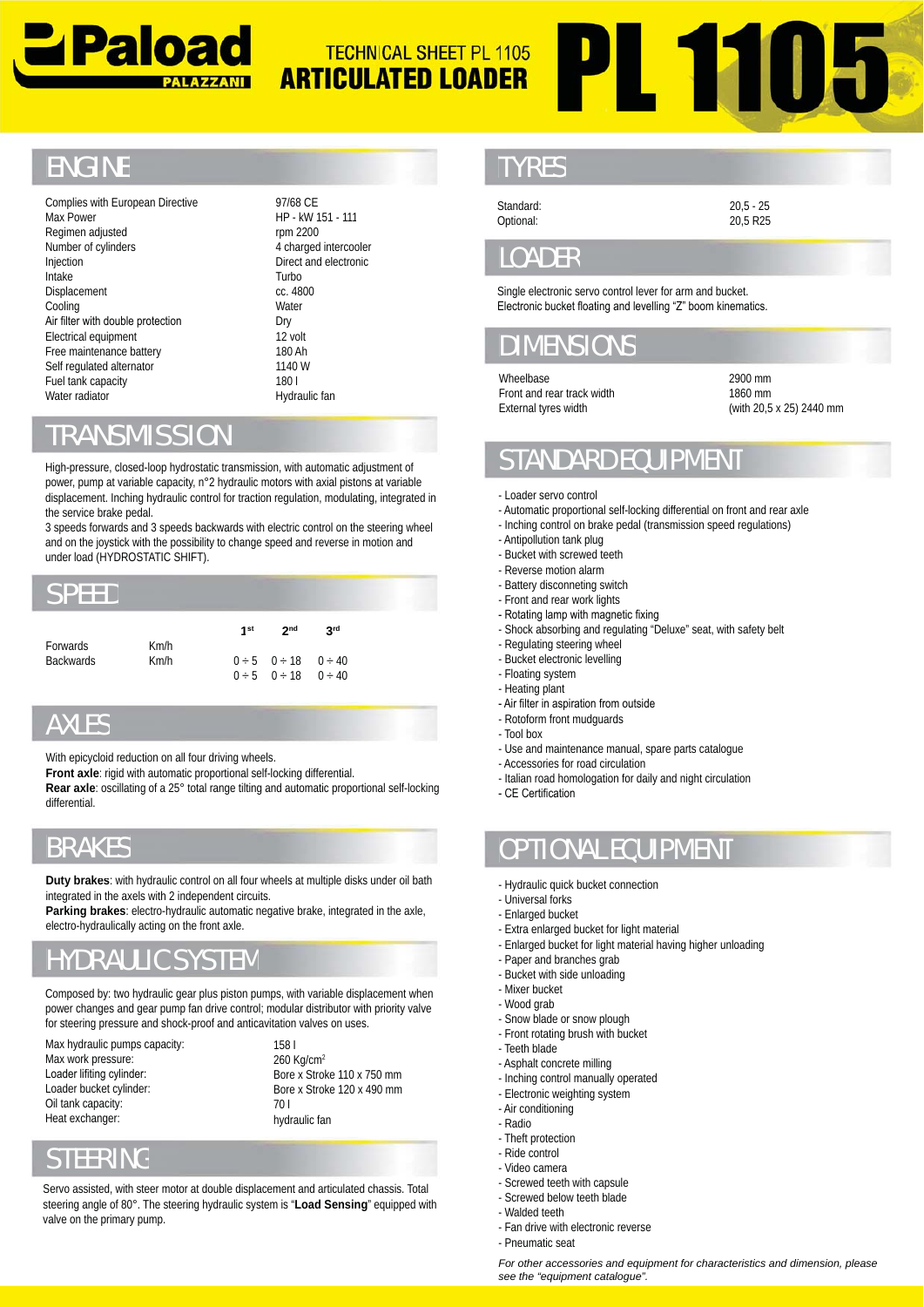# Paload PALAZZANI

## TECHNICAL SHEET PL 1105 ARTICULATED LOADER

# PL 1105

## ENGINE

| | |
|---|---|
| Complies with European Directive | 97/68 CE |
| Max Power | HP - kW 151 - 111 |
| Regimen adjusted | rpm 2200 |
| Number of cylinders | 4 charged intercooler |
| Injection | Direct and electronic |
| Intake | Turbo |
| Displacement | cc. 4800 |
| Cooling | Water |
| Air filter with double protection | Dry |
| Electrical equipment | 12 volt |
| Free maintenance battery | 180 Ah |
| Self regulated alternator | 1140 W |
| Fuel tank capacity | 180 l |
| Water radiator | Hydraulic fan |

## TRANSMISSION

High-pressure, closed-loop hydrostatic transmission, with automatic adjustment of power, pump at variable capacity, n°2 hydraulic motors with axial pistons at variable displacement. Inching hydraulic control for traction regulation, modulating, integrated in the service brake pedal.

3 speeds forwards and 3 speeds backwards with electric control on the steering wheel and on the joystick with the possibility to change speed and reverse in motion and under load (HYDROSTATIC SHIFT).

## SPEED

| | | 1st | 2nd | 3rd |
|---|---|---|---|---|
| Forwards | Km/h | 0 ÷ 5 | 0 ÷ 18 | 0 ÷ 40 |
| Backwards | Km/h | 0 ÷ 5 | 0 ÷ 18 | 0 ÷ 40 |

## AXLES

With epicycloid reduction on all four driving wheels.

**Front axle**: rigid with automatic proportional self-locking differential.

**Rear axle**: oscillating of a 25° total range tilting and automatic proportional self-locking differential.

## BRAKES

**Duty brakes**: with hydraulic control on all four wheels at multiple disks under oil bath integrated in the axels with 2 independent circuits.

**Parking brakes**: electro-hydraulic automatic negative brake, integrated in the axle, electro-hydraulically acting on the front axle.

## HYDRAULIC SYSTEM

Composed by: two hydraulic gear plus piston pumps, with variable displacement when power changes and gear pump fan drive control; modular distributor with priority valve for steering pressure and shock-proof and anticavitation valves on uses.

| | |
|---|---|
| Max hydraulic pumps capacity: | 158 l |
| Max work pressure: | 260 Kg/cm$^2$ |
| Loader lifiting cylinder: | Bore x Stroke 110 x 750 mm |
| Loader bucket cylinder: | Bore x Stroke 120 x 490 mm |
| Oil tank capacity: | 70 l |
| Heat exchanger: | hydraulic fan |

## STEERING

Servo assisted, with steer motor at double displacement and articulated chassis. Total steering angle of 80°. The steering hydraulic system is "**Load Sensing**" equipped with valve on the primary pump.

## TYRES

| | |
|---|---|
| Standard: | 20,5 - 25 |
| Optional: | 20,5 R25 |

## LOADER

Single electronic servo control lever for arm and bucket.
Electronic bucket floating and levelling "Z" boom kinematics.

## DIMENSIONS

| | |
|---|---|
| Wheelbase | 2900 mm |
| Front and rear track width | 1860 mm |
| External tyres width | (with 20,5 x 25) 2440 mm |

## STANDARD EQUIPMENT

- Loader servo control
- Automatic proportional self-locking differential on front and rear axle
- Inching control on brake pedal (transmission speed regulations)
- Antipollution tank plug
- Bucket with screwed teeth
- Reverse motion alarm
- Battery disconneting switch
- Front and rear work lights
- Rotating lamp with magnetic fixing
- Shock absorbing and regulating "Deluxe" seat, with safety belt
- Regulating steering wheel
- Bucket electronic levelling
- Floating system
- Heating plant
- Air filter in aspiration from outside
- Rotoform front mudguards
- Tool box
- Use and maintenance manual, spare parts catalogue
- Accessories for road circulation
- Italian road homologation for daily and night circulation
- CE Certification

## OPTIONAL EQUIPMENT

- Hydraulic quick bucket connection
- Universal forks
- Enlarged bucket
- Extra enlarged bucket for light material
- Enlarged bucket for light material having higher unloading
- Paper and branches grab
- Bucket with side unloading
- Mixer bucket
- Wood grab
- Snow blade or snow plough
- Front rotating brush with bucket
- Teeth blade
- Asphalt concrete milling
- Inching control manually operated
- Electronic weighting system
- Air conditioning
- Radio
- Theft protection
- Ride control
- Video camera
- Screwed teeth with capsule
- Screwed below teeth blade
- Walded teeth
- Fan drive with electronic reverse
- Pneumatic seat

*For other accessories and equipment for characteristics and dimension, please see the "equipment catalogue".*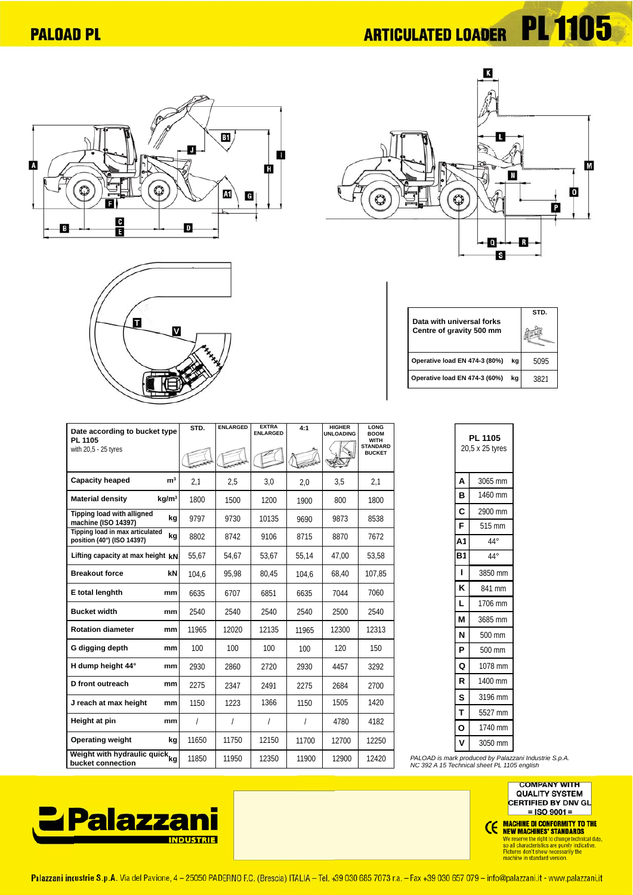# PALOAD PL

# ARTICULATED LOADER PL 1105

| Data with universal forks Centre of gravity 500 mm | | STD. |
|---|---|---|
| Operative load EN 474-3 (80%) | kg | 5095 |
| Operative load EN 474-3 (60%) | kg | 3821 |

| Date according to bucket type PL 1105 with 20,5 - 25 tyres | | STD. | ENLARGED | EXTRA ENLARGED | 4:1 | HIGHER UNLOADING | LONG BOOM WITH STANDARD BUCKET |
|---|---|---|---|---|---|---|---|
| Capacity heaped | $m^3$ | 2,1 | 2,5 | 3,0 | 2,0 | 3,5 | 2,1 |
| Material density | $kg/m^3$ | 1800 | 1500 | 1200 | 1900 | 800 | 1800 |
| Tipping load with alligned machine (ISO 14397) | kg | 9797 | 9730 | 10135 | 9690 | 9873 | 8538 |
| Tipping load in max articulated position (40°) (ISO 14397) | kg | 8802 | 8742 | 9106 | 8715 | 8870 | 7672 |
| Lifting capacity at max height | kN | 55,67 | 54,67 | 53,67 | 55,14 | 47,00 | 53,58 |
| Breakout force | kN | 104,6 | 95,98 | 80,45 | 104,6 | 68,40 | 107,85 |
| E total lenghth | mm | 6635 | 6707 | 6851 | 6635 | 7044 | 7060 |
| Bucket width | mm | 2540 | 2540 | 2540 | 2540 | 2500 | 2540 |
| Rotation diameter | mm | 11965 | 12020 | 12135 | 11965 | 12300 | 12313 |
| G digging depth | mm | 100 | 100 | 100 | 100 | 120 | 150 |
| H dump height 44° | mm | 2930 | 2860 | 2720 | 2930 | 4457 | 3292 |
| D front outreach | mm | 2275 | 2347 | 2491 | 2275 | 2684 | 2700 |
| J reach at max height | mm | 1150 | 1223 | 1366 | 1150 | 1505 | 1420 |
| Height at pin | mm | / | / | / | / | 4780 | 4182 |
| Operating weight | kg | 11650 | 11750 | 12150 | 11700 | 12700 | 12250 |
| Weight with hydraulic quick bucket connection | kg | 11850 | 11950 | 12350 | 11900 | 12900 | 12420 |

| PL 1105 20,5 x 25 tyres | |
|---|---|
| A | 3065 mm |
| B | 1460 mm |
| C | 2900 mm |
| F | 515 mm |
| A1 | 44° |
| B1 | 44° |
| I | 3850 mm |
| K | 841 mm |
| L | 1706 mm |
| M | 3685 mm |
| N | 500 mm |
| P | 500 mm |
| Q | 1078 mm |
| R | 1400 mm |
| S | 3196 mm |
| T | 5527 mm |
| O | 1740 mm |
| V | 3050 mm |

*PALOAD is mark produced by Palazzani Industrie S.p.A.*
*NC 392 A 15 Technical sheet PL 1105 english*

Palazzani INDUSTRIE

COMPANY WITH QUALITY SYSTEM CERTIFIED BY DNV GL = ISO 9001 =

CE MACHINE DI CONFORMITY TO THE NEW MACHINES' STANDARDS
We reserve the right to change technical date, so all characteristics are purely indicative. Pictures don't show necessarily the machine in standard version.

Palazzani industrie S.p.A. Via del Pavione, 4 – 25050 PADERNO F.C. (Brescia) ITALIA – Tel. +39 030 685 7073 r.a. – Fax +39 030 657 079 – info@palazzani.it - www.palazzani.it